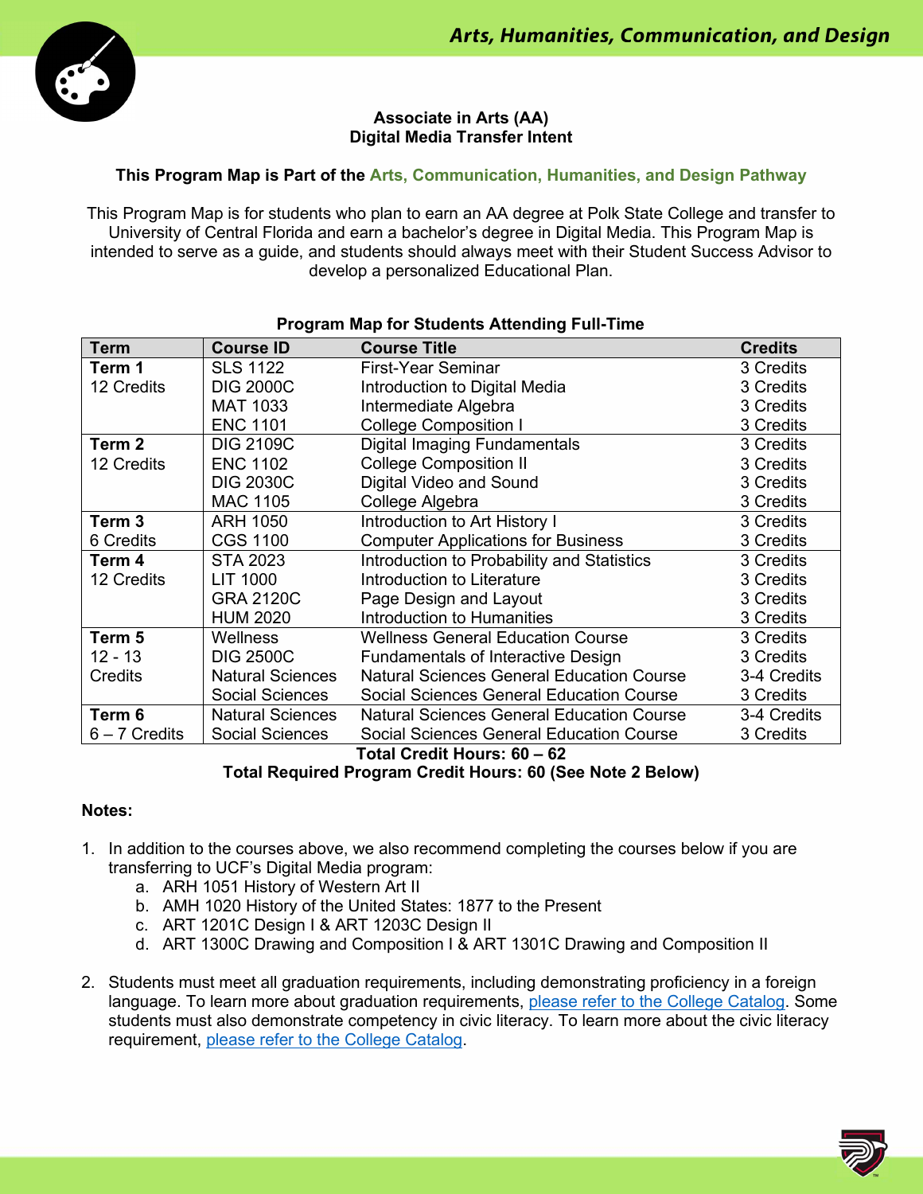# Arts, Humanities, Communication, and Design

## Associate in Arts (AA)
## Digital Media Transfer Intent

**This Program Map is Part of the Arts, Communication, Humanities, and Design Pathway**

This Program Map is for students who plan to earn an AA degree at Polk State College and transfer to University of Central Florida and earn a bachelor's degree in Digital Media. This Program Map is intended to serve as a guide, and students should always meet with their Student Success Advisor to develop a personalized Educational Plan.

**Program Map for Students Attending Full-Time**

| Term | Course ID | Course Title | Credits |
|---|---|---|---|
| **Term 1** 12 Credits | SLS 1122 | First-Year Seminar | 3 Credits |
| | DIG 2000C | Introduction to Digital Media | 3 Credits |
| | MAT 1033 | Intermediate Algebra | 3 Credits |
| | ENC 1101 | College Composition I | 3 Credits |
| **Term 2** 12 Credits | DIG 2109C | Digital Imaging Fundamentals | 3 Credits |
| | ENC 1102 | College Composition II | 3 Credits |
| | DIG 2030C | Digital Video and Sound | 3 Credits |
| | MAC 1105 | College Algebra | 3 Credits |
| **Term 3** 6 Credits | ARH 1050 | Introduction to Art History I | 3 Credits |
| | CGS 1100 | Computer Applications for Business | 3 Credits |
| **Term 4** 12 Credits | STA 2023 | Introduction to Probability and Statistics | 3 Credits |
| | LIT 1000 | Introduction to Literature | 3 Credits |
| | GRA 2120C | Page Design and Layout | 3 Credits |
| | HUM 2020 | Introduction to Humanities | 3 Credits |
| **Term 5** 12 - 13 Credits | Wellness | Wellness General Education Course | 3 Credits |
| | DIG 2500C | Fundamentals of Interactive Design | 3 Credits |
| | Natural Sciences | Natural Sciences General Education Course | 3-4 Credits |
| | Social Sciences | Social Sciences General Education Course | 3 Credits |
| **Term 6** 6 – 7 Credits | Natural Sciences | Natural Sciences General Education Course | 3-4 Credits |
| | Social Sciences | Social Sciences General Education Course | 3 Credits |

**Total Credit Hours: 60 – 62**
**Total Required Program Credit Hours: 60 (See Note 2 Below)**

**Notes:**

1. In addition to the courses above, we also recommend completing the courses below if you are transferring to UCF's Digital Media program:
   a. ARH 1051 History of Western Art II
   b. AMH 1020 History of the United States: 1877 to the Present
   c. ART 1201C Design I & ART 1203C Design II
   d. ART 1300C Drawing and Composition I & ART 1301C Drawing and Composition II

2. Students must meet all graduation requirements, including demonstrating proficiency in a foreign language. To learn more about graduation requirements, please refer to the College Catalog. Some students must also demonstrate competency in civic literacy. To learn more about the civic literacy requirement, please refer to the College Catalog.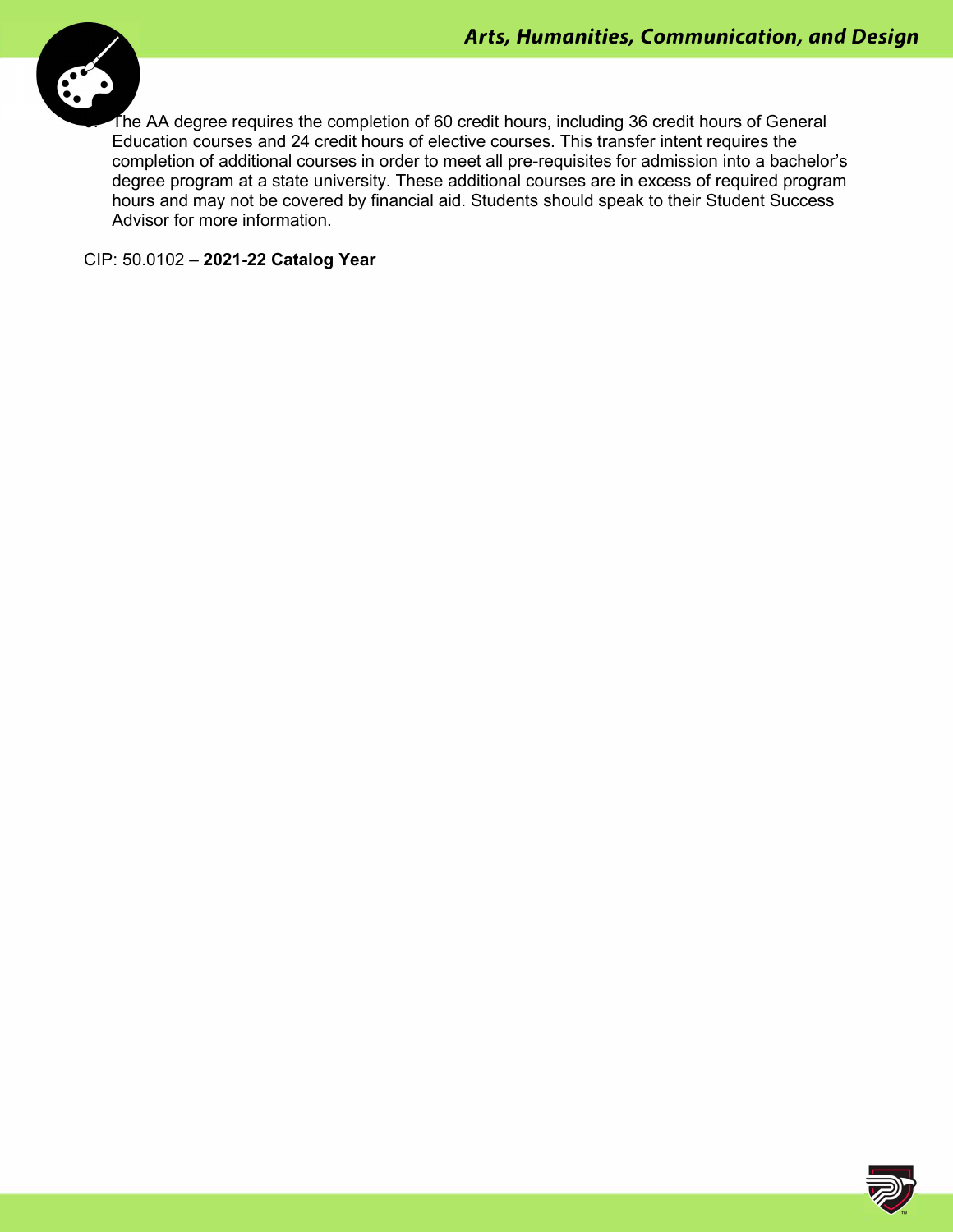3. The AA degree requires the completion of 60 credit hours, including 36 credit hours of General Education courses and 24 credit hours of elective courses. This transfer intent requires the completion of additional courses in order to meet all pre-requisites for admission into a bachelor's degree program at a state university. These additional courses are in excess of required program hours and may not be covered by financial aid. Students should speak to their Student Success Advisor for more information.

CIP: 50.0102 – **2021-22 Catalog Year**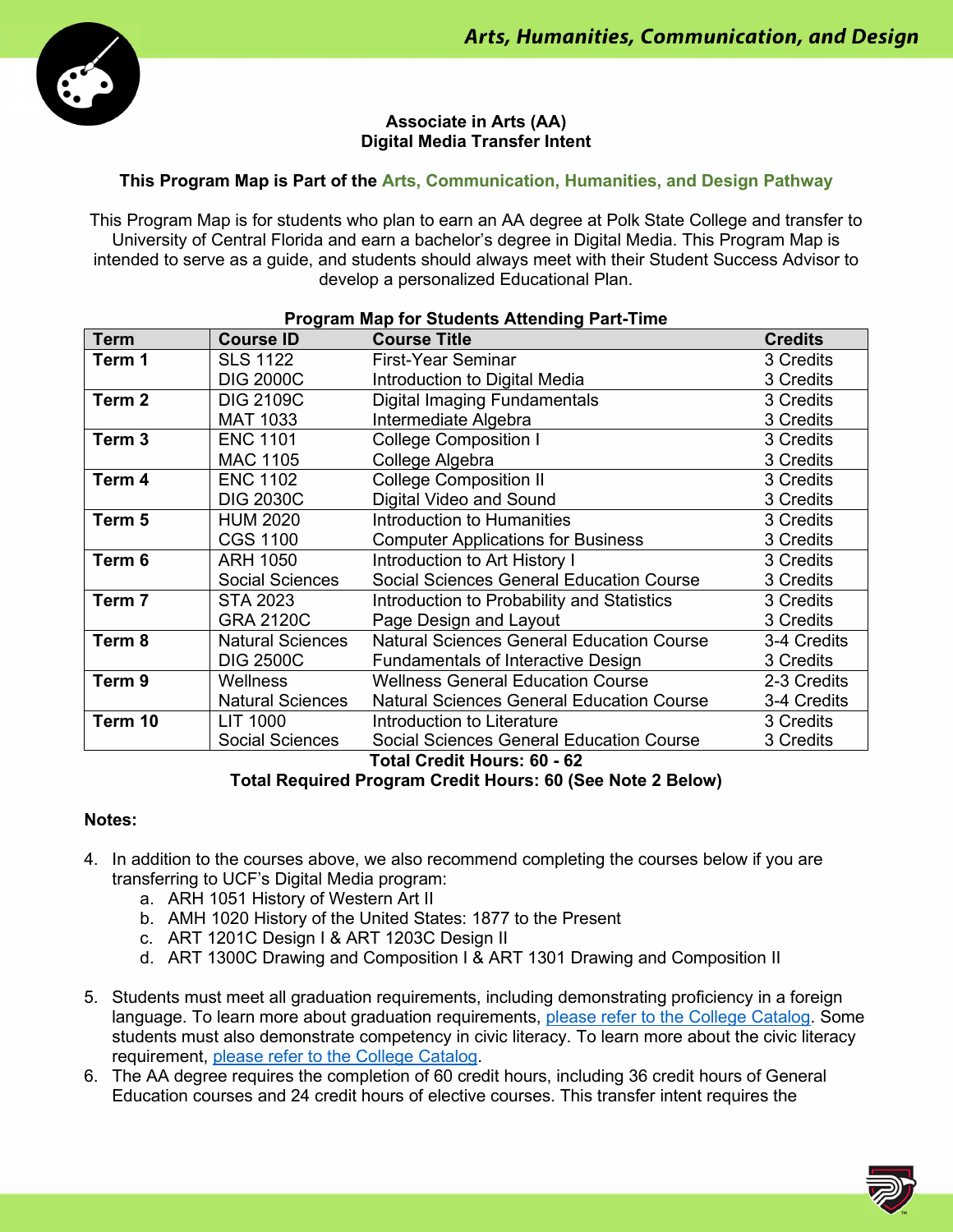Arts, Humanities, Communication, and Design

**Associate in Arts (AA)**
**Digital Media Transfer Intent**

**This Program Map is Part of the Arts, Communication, Humanities, and Design Pathway**

This Program Map is for students who plan to earn an AA degree at Polk State College and transfer to University of Central Florida and earn a bachelor's degree in Digital Media. This Program Map is intended to serve as a guide, and students should always meet with their Student Success Advisor to develop a personalized Educational Plan.

**Program Map for Students Attending Part-Time**

| Term | Course ID | Course Title | Credits |
|---|---|---|---|
| **Term 1** | SLS 1122 | First-Year Seminar | 3 Credits |
| | DIG 2000C | Introduction to Digital Media | 3 Credits |
| **Term 2** | DIG 2109C | Digital Imaging Fundamentals | 3 Credits |
| | MAT 1033 | Intermediate Algebra | 3 Credits |
| **Term 3** | ENC 1101 | College Composition I | 3 Credits |
| | MAC 1105 | College Algebra | 3 Credits |
| **Term 4** | ENC 1102 | College Composition II | 3 Credits |
| | DIG 2030C | Digital Video and Sound | 3 Credits |
| **Term 5** | HUM 2020 | Introduction to Humanities | 3 Credits |
| | CGS 1100 | Computer Applications for Business | 3 Credits |
| **Term 6** | ARH 1050 | Introduction to Art History I | 3 Credits |
| | Social Sciences | Social Sciences General Education Course | 3 Credits |
| **Term 7** | STA 2023 | Introduction to Probability and Statistics | 3 Credits |
| | GRA 2120C | Page Design and Layout | 3 Credits |
| **Term 8** | Natural Sciences | Natural Sciences General Education Course | 3-4 Credits |
| | DIG 2500C | Fundamentals of Interactive Design | 3 Credits |
| **Term 9** | Wellness | Wellness General Education Course | 2-3 Credits |
| | Natural Sciences | Natural Sciences General Education Course | 3-4 Credits |
| **Term 10** | LIT 1000 | Introduction to Literature | 3 Credits |
| | Social Sciences | Social Sciences General Education Course | 3 Credits |

**Total Credit Hours: 60 - 62**
**Total Required Program Credit Hours: 60 (See Note 2 Below)**

**Notes:**

4. In addition to the courses above, we also recommend completing the courses below if you are transferring to UCF's Digital Media program:
   a. ARH 1051 History of Western Art II
   b. AMH 1020 History of the United States: 1877 to the Present
   c. ART 1201C Design I & ART 1203C Design II
   d. ART 1300C Drawing and Composition I & ART 1301 Drawing and Composition II

5. Students must meet all graduation requirements, including demonstrating proficiency in a foreign language. To learn more about graduation requirements, please refer to the College Catalog. Some students must also demonstrate competency in civic literacy. To learn more about the civic literacy requirement, please refer to the College Catalog.
6. The AA degree requires the completion of 60 credit hours, including 36 credit hours of General Education courses and 24 credit hours of elective courses. This transfer intent requires the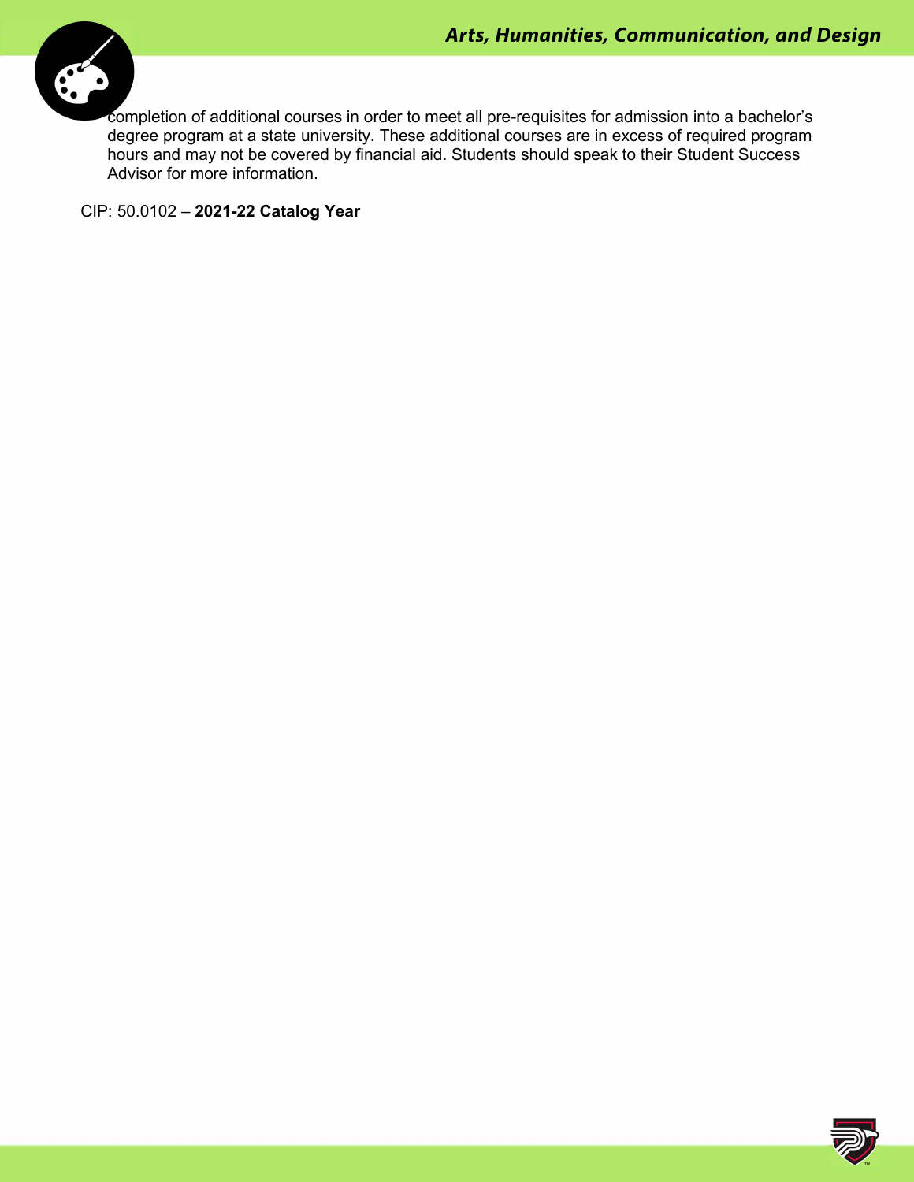completion of additional courses in order to meet all pre-requisites for admission into a bachelor's degree program at a state university. These additional courses are in excess of required program hours and may not be covered by financial aid. Students should speak to their Student Success Advisor for more information.

CIP: 50.0102 – **2021-22 Catalog Year**